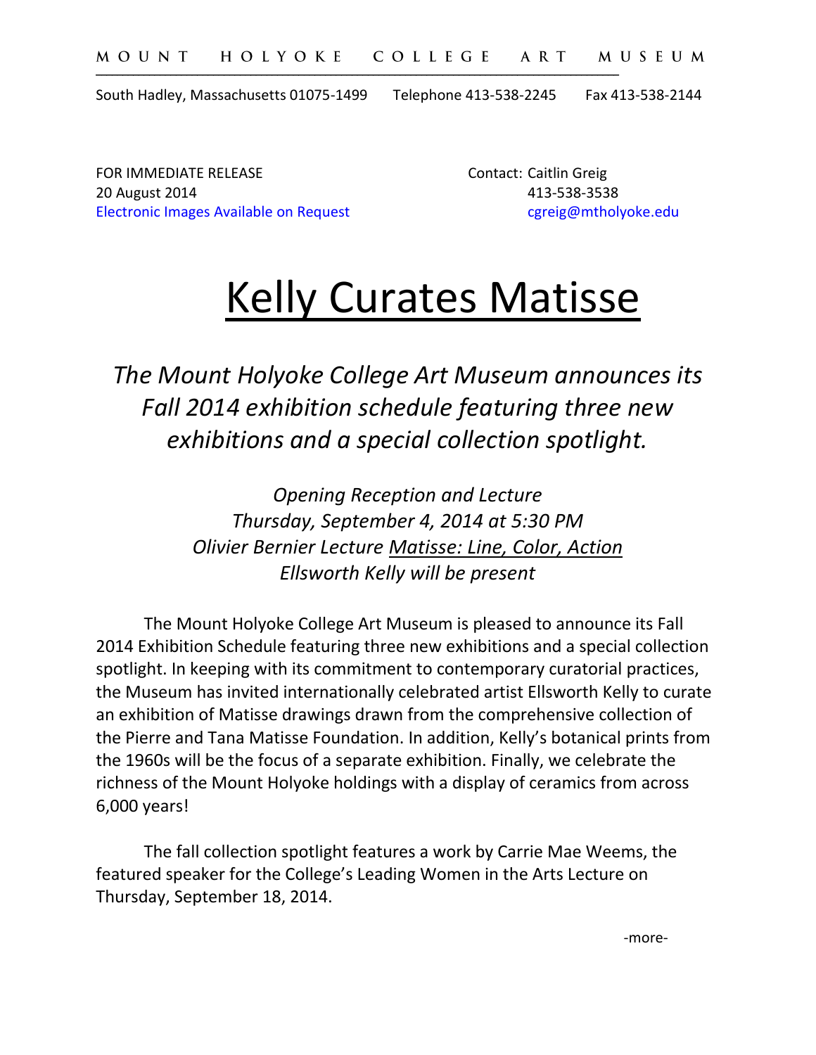MOUNT HOLYOKE COLLEGE ART MUSEUM

South Hadley, Massachusetts 01075-1499 Telephone 413-538-2245 Fax 413-538-2144

FOR IMMEDIATE RELEASE
20 August 2014
Electronic Images Available on Request

Contact: Caitlin Greig
413-538-3538
cgreig@mtholyoke.edu

# Kelly Curates Matisse

*The Mount Holyoke College Art Museum announces its Fall 2014 exhibition schedule featuring three new exhibitions and a special collection spotlight.*

*Opening Reception and Lecture*
*Thursday, September 4, 2014 at 5:30 PM*
*Olivier Bernier Lecture Matisse: Line, Color, Action*
*Ellsworth Kelly will be present*

The Mount Holyoke College Art Museum is pleased to announce its Fall 2014 Exhibition Schedule featuring three new exhibitions and a special collection spotlight. In keeping with its commitment to contemporary curatorial practices, the Museum has invited internationally celebrated artist Ellsworth Kelly to curate an exhibition of Matisse drawings drawn from the comprehensive collection of the Pierre and Tana Matisse Foundation. In addition, Kelly's botanical prints from the 1960s will be the focus of a separate exhibition. Finally, we celebrate the richness of the Mount Holyoke holdings with a display of ceramics from across 6,000 years!

The fall collection spotlight features a work by Carrie Mae Weems, the featured speaker for the College's Leading Women in the Arts Lecture on Thursday, September 18, 2014.

-more-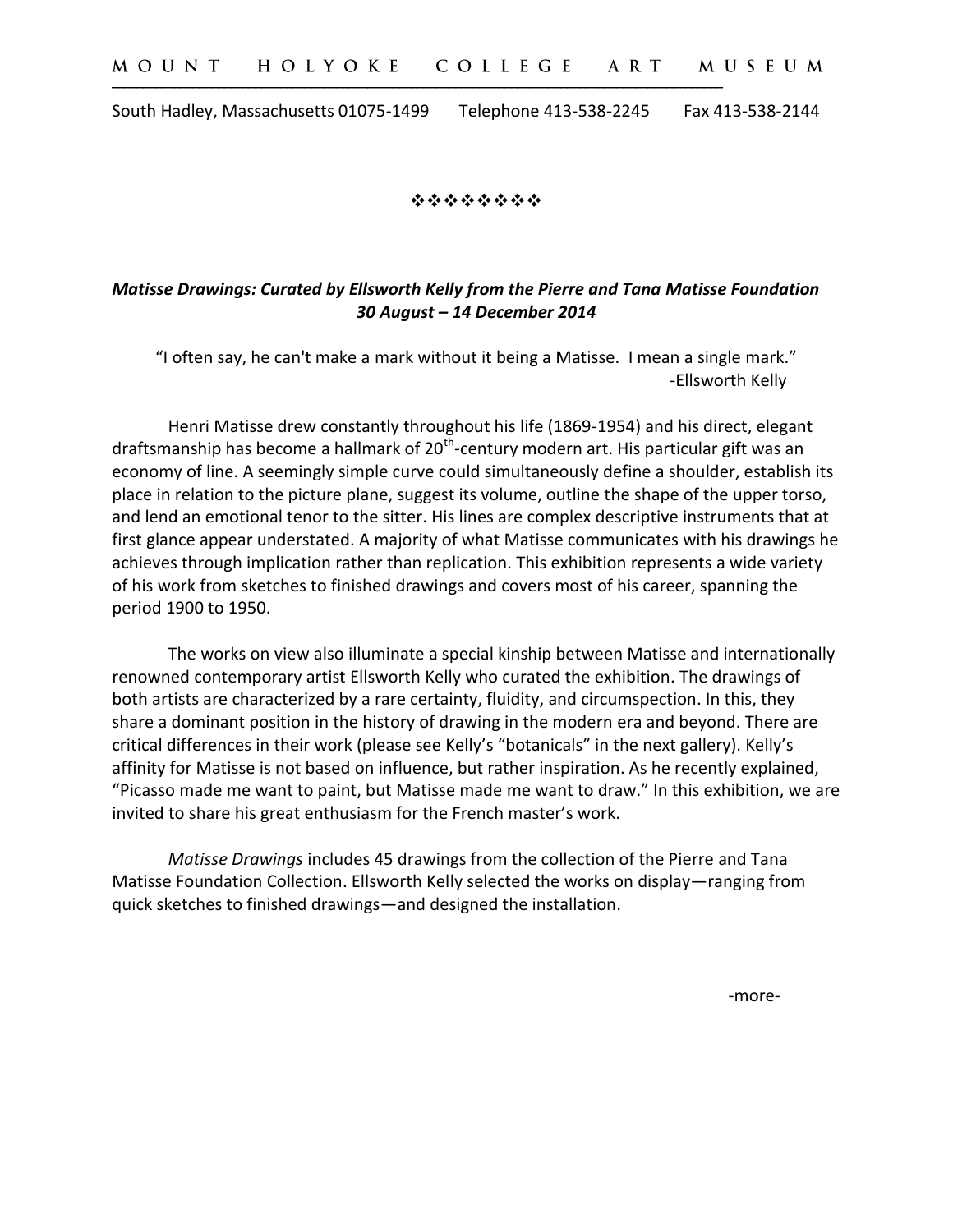# MOUNT HOLYOKE COLLEGE ART MUSEUM

South Hadley, Massachusetts 01075-1499 Telephone 413-538-2245 Fax 413-538-2144

❖❖❖❖❖❖❖❖

***Matisse Drawings: Curated by Ellsworth Kelly from the Pierre and Tana Matisse Foundation***
***30 August – 14 December 2014***

> "I often say, he can't make a mark without it being a Matisse. I mean a single mark."
> -Ellsworth Kelly

Henri Matisse drew constantly throughout his life (1869-1954) and his direct, elegant draftsmanship has become a hallmark of 20th-century modern art. His particular gift was an economy of line. A seemingly simple curve could simultaneously define a shoulder, establish its place in relation to the picture plane, suggest its volume, outline the shape of the upper torso, and lend an emotional tenor to the sitter. His lines are complex descriptive instruments that at first glance appear understated. A majority of what Matisse communicates with his drawings he achieves through implication rather than replication. This exhibition represents a wide variety of his work from sketches to finished drawings and covers most of his career, spanning the period 1900 to 1950.

The works on view also illuminate a special kinship between Matisse and internationally renowned contemporary artist Ellsworth Kelly who curated the exhibition. The drawings of both artists are characterized by a rare certainty, fluidity, and circumspection. In this, they share a dominant position in the history of drawing in the modern era and beyond. There are critical differences in their work (please see Kelly's "botanicals" in the next gallery). Kelly's affinity for Matisse is not based on influence, but rather inspiration. As he recently explained, "Picasso made me want to paint, but Matisse made me want to draw." In this exhibition, we are invited to share his great enthusiasm for the French master's work.

*Matisse Drawings* includes 45 drawings from the collection of the Pierre and Tana Matisse Foundation Collection. Ellsworth Kelly selected the works on display—ranging from quick sketches to finished drawings—and designed the installation.

-more-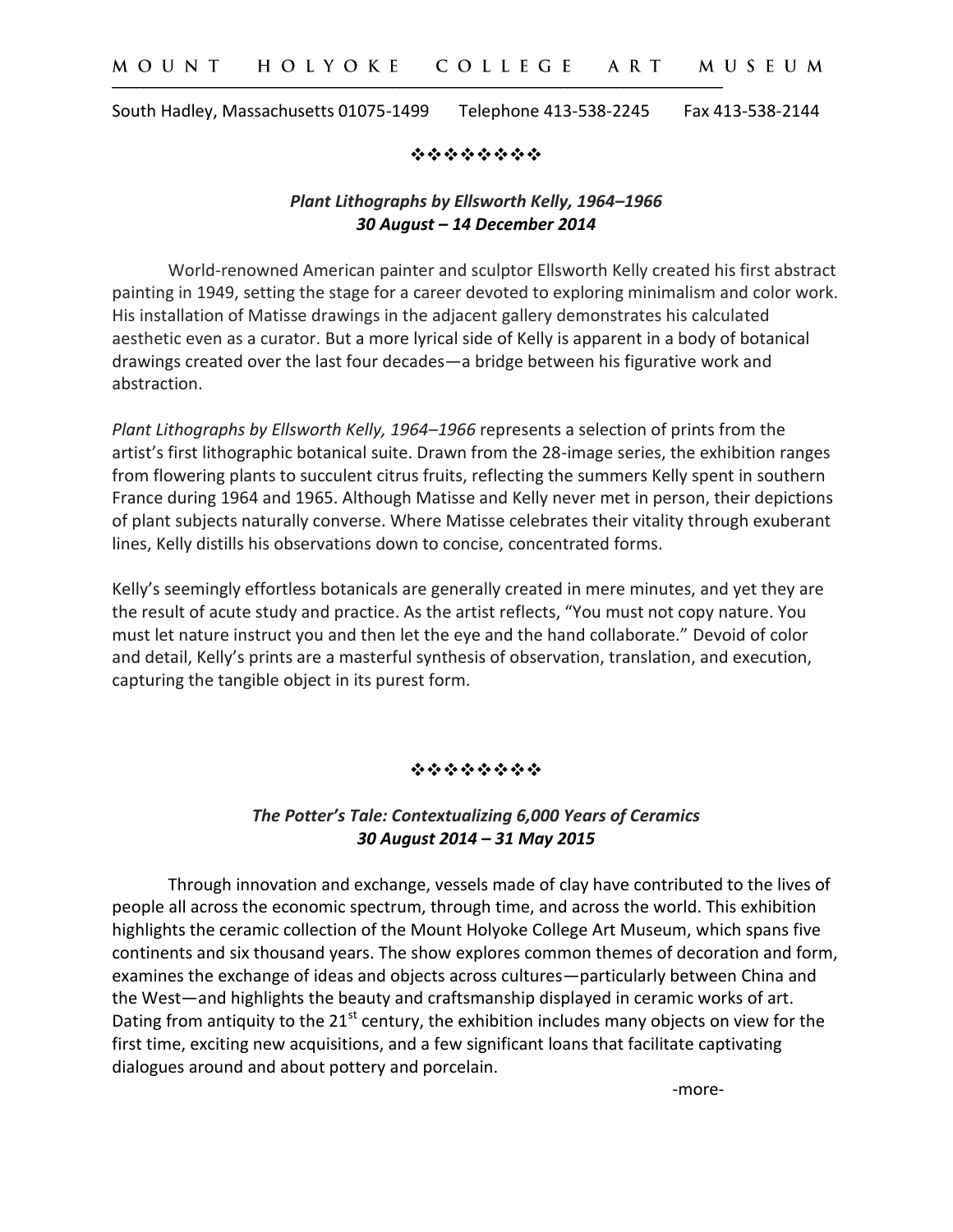MOUNT HOLYOKE COLLEGE ART MUSEUM

South Hadley, Massachusetts 01075-1499 Telephone 413-538-2245 Fax 413-538-2144

❖❖❖❖❖❖❖❖

### *Plant Lithographs by Ellsworth Kelly, 1964–1966*
### *30 August – 14 December 2014*

World-renowned American painter and sculptor Ellsworth Kelly created his first abstract painting in 1949, setting the stage for a career devoted to exploring minimalism and color work. His installation of Matisse drawings in the adjacent gallery demonstrates his calculated aesthetic even as a curator. But a more lyrical side of Kelly is apparent in a body of botanical drawings created over the last four decades—a bridge between his figurative work and abstraction.

*Plant Lithographs by Ellsworth Kelly, 1964–1966* represents a selection of prints from the artist's first lithographic botanical suite. Drawn from the 28-image series, the exhibition ranges from flowering plants to succulent citrus fruits, reflecting the summers Kelly spent in southern France during 1964 and 1965. Although Matisse and Kelly never met in person, their depictions of plant subjects naturally converse. Where Matisse celebrates their vitality through exuberant lines, Kelly distills his observations down to concise, concentrated forms.

Kelly's seemingly effortless botanicals are generally created in mere minutes, and yet they are the result of acute study and practice. As the artist reflects, "You must not copy nature. You must let nature instruct you and then let the eye and the hand collaborate." Devoid of color and detail, Kelly's prints are a masterful synthesis of observation, translation, and execution, capturing the tangible object in its purest form.

❖❖❖❖❖❖❖❖

### *The Potter's Tale: Contextualizing 6,000 Years of Ceramics*
### *30 August 2014 – 31 May 2015*

Through innovation and exchange, vessels made of clay have contributed to the lives of people all across the economic spectrum, through time, and across the world. This exhibition highlights the ceramic collection of the Mount Holyoke College Art Museum, which spans five continents and six thousand years. The show explores common themes of decoration and form, examines the exchange of ideas and objects across cultures—particularly between China and the West—and highlights the beauty and craftsmanship displayed in ceramic works of art. Dating from antiquity to the 21st century, the exhibition includes many objects on view for the first time, exciting new acquisitions, and a few significant loans that facilitate captivating dialogues around and about pottery and porcelain.

-more-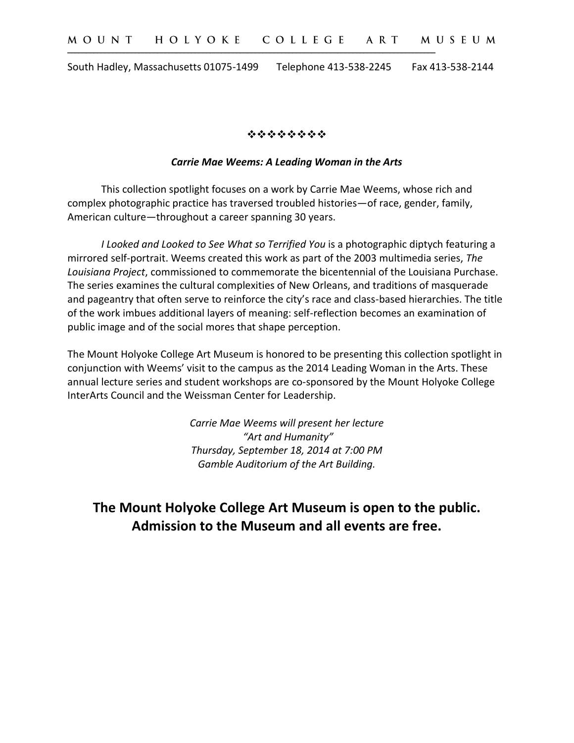MOUNT HOLYOKE COLLEGE ART MUSEUM

South Hadley, Massachusetts 01075-1499 Telephone 413-538-2245 Fax 413-538-2144

❖❖❖❖❖❖❖❖

***Carrie Mae Weems: A Leading Woman in the Arts***

This collection spotlight focuses on a work by Carrie Mae Weems, whose rich and complex photographic practice has traversed troubled histories—of race, gender, family, American culture—throughout a career spanning 30 years.

*I Looked and Looked to See What so Terrified You* is a photographic diptych featuring a mirrored self-portrait. Weems created this work as part of the 2003 multimedia series, *The Louisiana Project*, commissioned to commemorate the bicentennial of the Louisiana Purchase. The series examines the cultural complexities of New Orleans, and traditions of masquerade and pageantry that often serve to reinforce the city's race and class-based hierarchies. The title of the work imbues additional layers of meaning: self-reflection becomes an examination of public image and of the social mores that shape perception.

The Mount Holyoke College Art Museum is honored to be presenting this collection spotlight in conjunction with Weems' visit to the campus as the 2014 Leading Woman in the Arts. These annual lecture series and student workshops are co-sponsored by the Mount Holyoke College InterArts Council and the Weissman Center for Leadership.

*Carrie Mae Weems will present her lecture*
*"Art and Humanity"*
*Thursday, September 18, 2014 at 7:00 PM*
*Gamble Auditorium of the Art Building.*

**The Mount Holyoke College Art Museum is open to the public. Admission to the Museum and all events are free.**